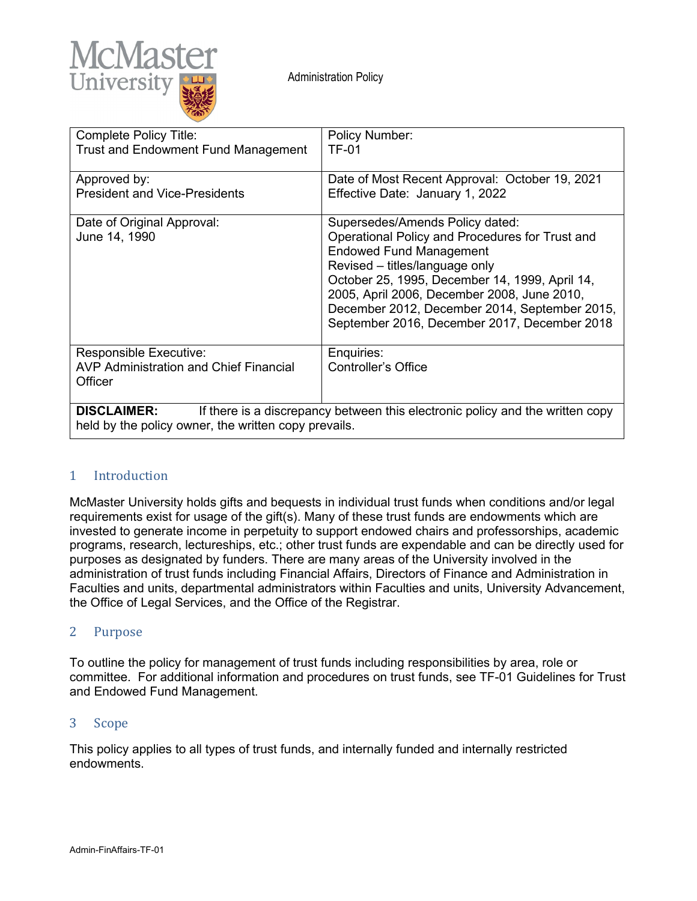McMaster University

Administration Policy

| Complete Policy Title: Trust and Endowment Fund Management | Policy Number: TF-01 |
| --- | --- |
| Approved by: President and Vice-Presidents | Date of Most Recent Approval: October 19, 2021<br>Effective Date: January 1, 2022 |
| Date of Original Approval: June 14, 1990 | Supersedes/Amends Policy dated: Operational Policy and Procedures for Trust and Endowed Fund Management<br>Revised – titles/language only<br>October 25, 1995, December 14, 1999, April 14, 2005, April 2006, December 2008, June 2010, December 2012, December 2014, September 2015, September 2016, December 2017, December 2018 |
| Responsible Executive: AVP Administration and Chief Financial Officer | Enquiries: Controller's Office |

**DISCLAIMER:** If there is a discrepancy between this electronic policy and the written copy held by the policy owner, the written copy prevails.

## 1 Introduction

McMaster University holds gifts and bequests in individual trust funds when conditions and/or legal requirements exist for usage of the gift(s). Many of these trust funds are endowments which are invested to generate income in perpetuity to support endowed chairs and professorships, academic programs, research, lectureships, etc.; other trust funds are expendable and can be directly used for purposes as designated by funders. There are many areas of the University involved in the administration of trust funds including Financial Affairs, Directors of Finance and Administration in Faculties and units, departmental administrators within Faculties and units, University Advancement, the Office of Legal Services, and the Office of the Registrar.

## 2 Purpose

To outline the policy for management of trust funds including responsibilities by area, role or committee. For additional information and procedures on trust funds, see TF-01 Guidelines for Trust and Endowed Fund Management.

## 3 Scope

This policy applies to all types of trust funds, and internally funded and internally restricted endowments.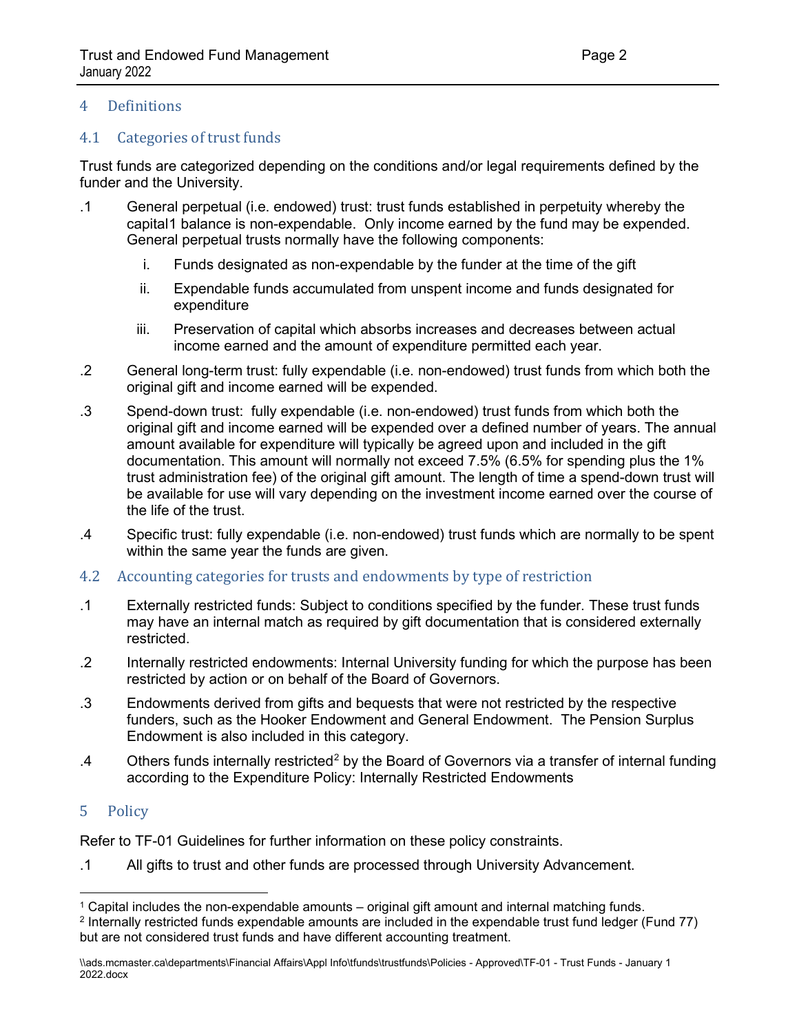## 4 Definitions

### 4.1 Categories of trust funds

Trust funds are categorized depending on the conditions and/or legal requirements defined by the funder and the University.

.1 General perpetual (i.e. endowed) trust: trust funds established in perpetuity whereby the capital1 balance is non-expendable. Only income earned by the fund may be expended. General perpetual trusts normally have the following components:

   i. Funds designated as non-expendable by the funder at the time of the gift

   ii. Expendable funds accumulated from unspent income and funds designated for expenditure

   iii. Preservation of capital which absorbs increases and decreases between actual income earned and the amount of expenditure permitted each year.

.2 General long-term trust: fully expendable (i.e. non-endowed) trust funds from which both the original gift and income earned will be expended.

.3 Spend-down trust: fully expendable (i.e. non-endowed) trust funds from which both the original gift and income earned will be expended over a defined number of years. The annual amount available for expenditure will typically be agreed upon and included in the gift documentation. This amount will normally not exceed 7.5% (6.5% for spending plus the 1% trust administration fee) of the original gift amount. The length of time a spend-down trust will be available for use will vary depending on the investment income earned over the course of the life of the trust.

.4 Specific trust: fully expendable (i.e. non-endowed) trust funds which are normally to be spent within the same year the funds are given.

### 4.2 Accounting categories for trusts and endowments by type of restriction

.1 Externally restricted funds: Subject to conditions specified by the funder. These trust funds may have an internal match as required by gift documentation that is considered externally restricted.

.2 Internally restricted endowments: Internal University funding for which the purpose has been restricted by action or on behalf of the Board of Governors.

.3 Endowments derived from gifts and bequests that were not restricted by the respective funders, such as the Hooker Endowment and General Endowment. The Pension Surplus Endowment is also included in this category.

.4 Others funds internally restricted[2] by the Board of Governors via a transfer of internal funding according to the Expenditure Policy: Internally Restricted Endowments

## 5 Policy

Refer to TF-01 Guidelines for further information on these policy constraints.

.1 All gifts to trust and other funds are processed through University Advancement.

[1] Capital includes the non-expendable amounts – original gift amount and internal matching funds.

[2] Internally restricted funds expendable amounts are included in the expendable trust fund ledger (Fund 77) but are not considered trust funds and have different accounting treatment.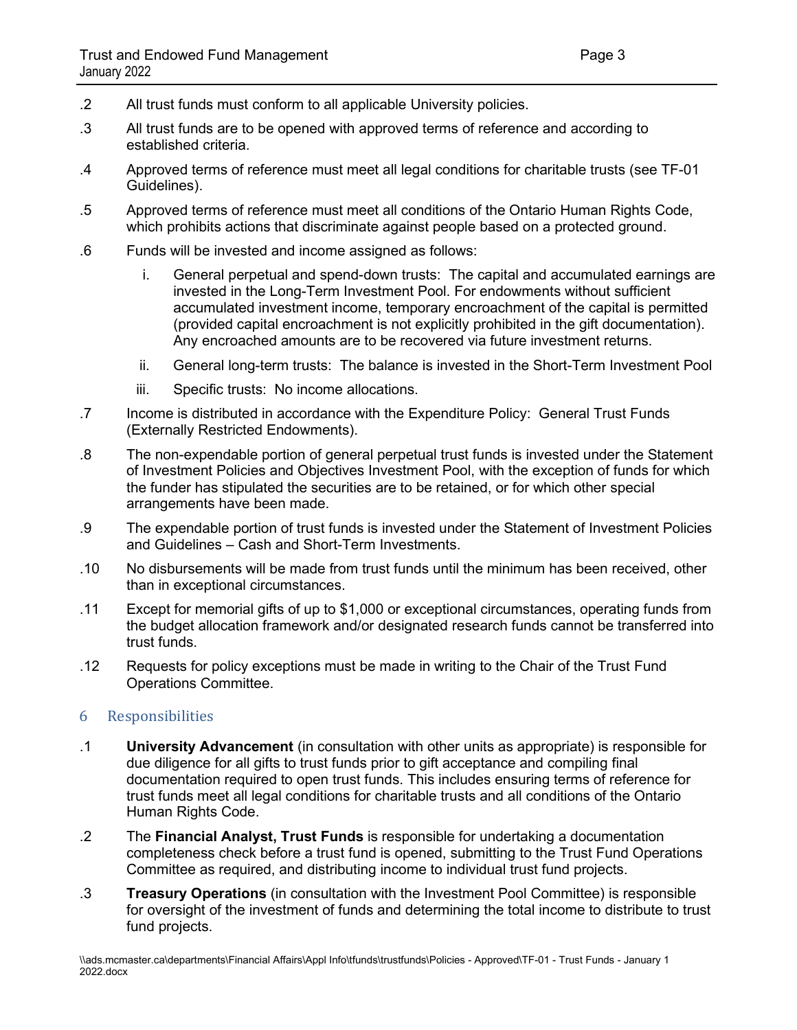.2 All trust funds must conform to all applicable University policies.

.3 All trust funds are to be opened with approved terms of reference and according to established criteria.

.4 Approved terms of reference must meet all legal conditions for charitable trusts (see TF-01 Guidelines).

.5 Approved terms of reference must meet all conditions of the Ontario Human Rights Code, which prohibits actions that discriminate against people based on a protected ground.

.6 Funds will be invested and income assigned as follows:

   i. General perpetual and spend-down trusts: The capital and accumulated earnings are invested in the Long-Term Investment Pool. For endowments without sufficient accumulated investment income, temporary encroachment of the capital is permitted (provided capital encroachment is not explicitly prohibited in the gift documentation). Any encroached amounts are to be recovered via future investment returns.

   ii. General long-term trusts: The balance is invested in the Short-Term Investment Pool

   iii. Specific trusts: No income allocations.

.7 Income is distributed in accordance with the Expenditure Policy: General Trust Funds (Externally Restricted Endowments).

.8 The non-expendable portion of general perpetual trust funds is invested under the Statement of Investment Policies and Objectives Investment Pool, with the exception of funds for which the funder has stipulated the securities are to be retained, or for which other special arrangements have been made.

.9 The expendable portion of trust funds is invested under the Statement of Investment Policies and Guidelines – Cash and Short-Term Investments.

.10 No disbursements will be made from trust funds until the minimum has been received, other than in exceptional circumstances.

.11 Except for memorial gifts of up to $1,000 or exceptional circumstances, operating funds from the budget allocation framework and/or designated research funds cannot be transferred into trust funds.

.12 Requests for policy exceptions must be made in writing to the Chair of the Trust Fund Operations Committee.

## 6 Responsibilities

.1 **University Advancement** (in consultation with other units as appropriate) is responsible for due diligence for all gifts to trust funds prior to gift acceptance and compiling final documentation required to open trust funds. This includes ensuring terms of reference for trust funds meet all legal conditions for charitable trusts and all conditions of the Ontario Human Rights Code.

.2 The **Financial Analyst, Trust Funds** is responsible for undertaking a documentation completeness check before a trust fund is opened, submitting to the Trust Fund Operations Committee as required, and distributing income to individual trust fund projects.

.3 **Treasury Operations** (in consultation with the Investment Pool Committee) is responsible for oversight of the investment of funds and determining the total income to distribute to trust fund projects.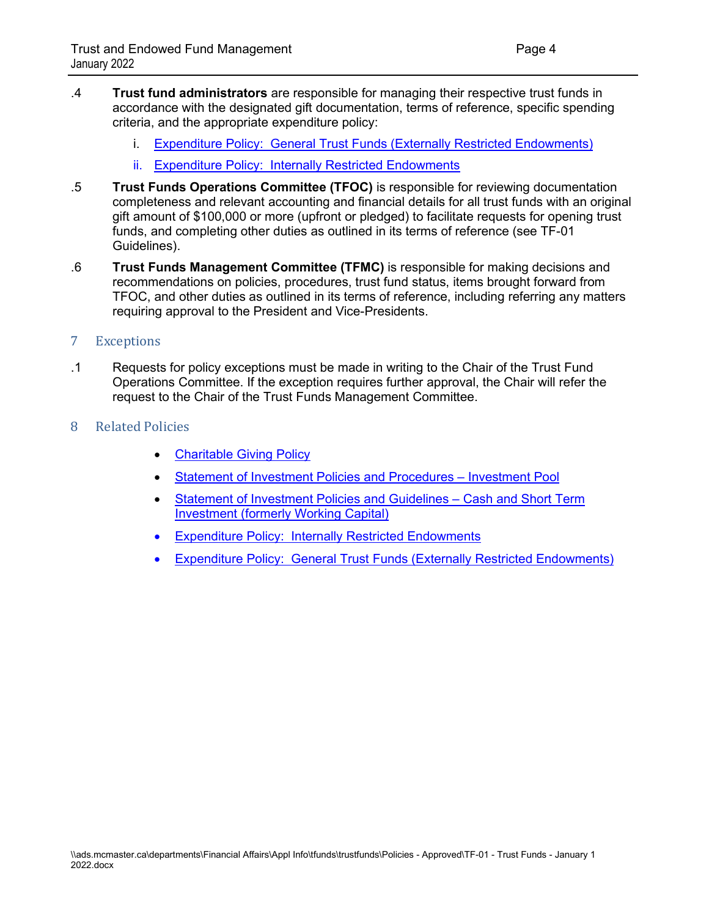.4 **Trust fund administrators** are responsible for managing their respective trust funds in accordance with the designated gift documentation, terms of reference, specific spending criteria, and the appropriate expenditure policy:

   i. Expenditure Policy: General Trust Funds (Externally Restricted Endowments)

   ii. Expenditure Policy: Internally Restricted Endowments

.5 **Trust Funds Operations Committee (TFOC)** is responsible for reviewing documentation completeness and relevant accounting and financial details for all trust funds with an original gift amount of $100,000 or more (upfront or pledged) to facilitate requests for opening trust funds, and completing other duties as outlined in its terms of reference (see TF-01 Guidelines).

.6 **Trust Funds Management Committee (TFMC)** is responsible for making decisions and recommendations on policies, procedures, trust fund status, items brought forward from TFOC, and other duties as outlined in its terms of reference, including referring any matters requiring approval to the President and Vice-Presidents.

## 7 Exceptions

.1 Requests for policy exceptions must be made in writing to the Chair of the Trust Fund Operations Committee. If the exception requires further approval, the Chair will refer the request to the Chair of the Trust Funds Management Committee.

## 8 Related Policies

- Charitable Giving Policy
- Statement of Investment Policies and Procedures – Investment Pool
- Statement of Investment Policies and Guidelines – Cash and Short Term Investment (formerly Working Capital)
- Expenditure Policy: Internally Restricted Endowments
- Expenditure Policy: General Trust Funds (Externally Restricted Endowments)